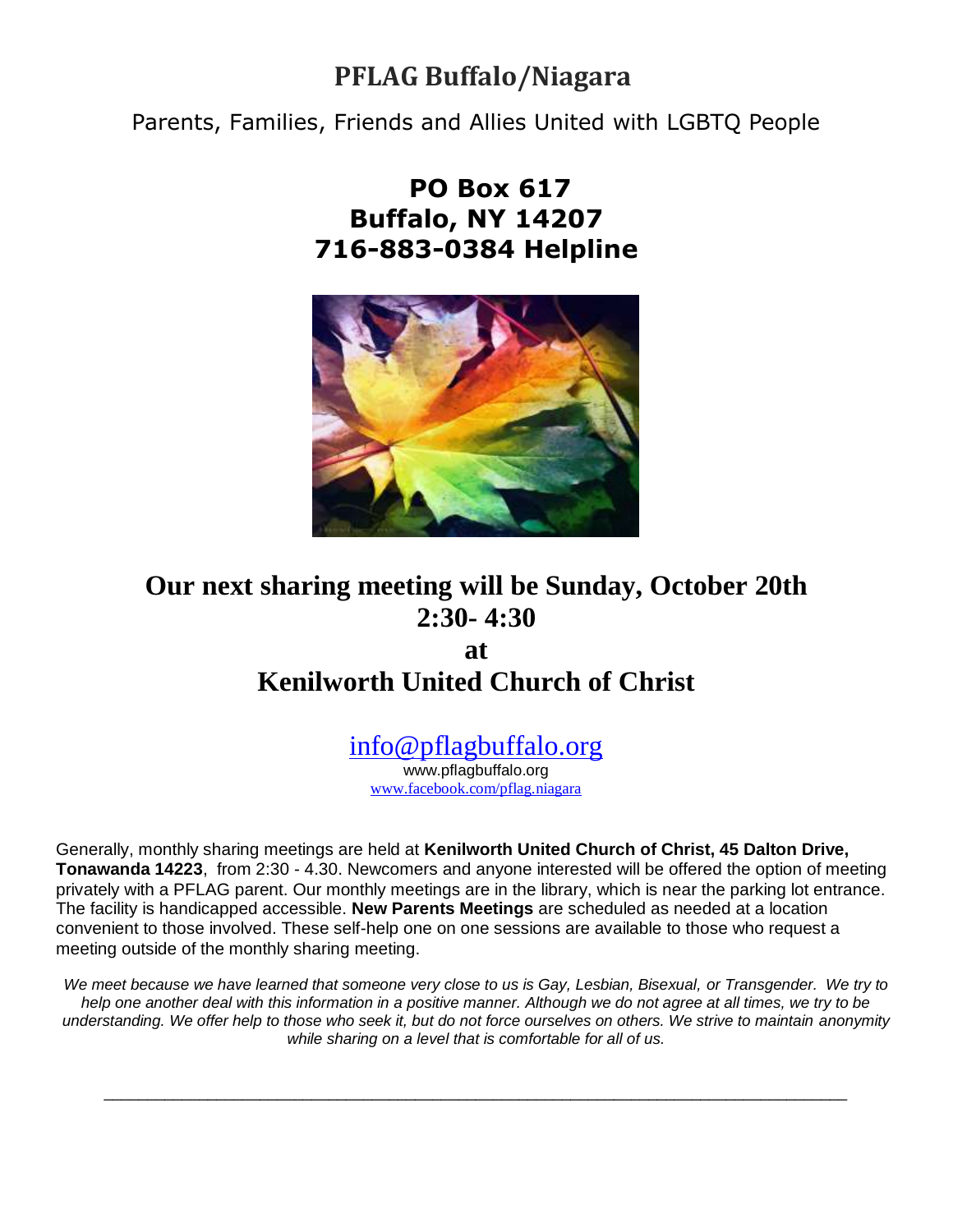# PFLAG Buffalo/Niagara

Parents, Families, Friends and Allies United with LGBTQ People

**PO Box 617**
**Buffalo, NY 14207**
**716-883-0384 Helpline**

## Our next sharing meeting will be Sunday, October 20th 2:30- 4:30 at Kenilworth United Church of Christ

info@pflagbuffalo.org
www.pflagbuffalo.org
www.facebook.com/pflag.niagara

Generally, monthly sharing meetings are held at **Kenilworth United Church of Christ, 45 Dalton Drive, Tonawanda 14223**, from 2:30 - 4.30. Newcomers and anyone interested will be offered the option of meeting privately with a PFLAG parent. Our monthly meetings are in the library, which is near the parking lot entrance. The facility is handicapped accessible. **New Parents Meetings** are scheduled as needed at a location convenient to those involved. These self-help one on one sessions are available to those who request a meeting outside of the monthly sharing meeting.

*We meet because we have learned that someone very close to us is Gay, Lesbian, Bisexual, or Transgender. We try to help one another deal with this information in a positive manner. Although we do not agree at all times, we try to be understanding. We offer help to those who seek it, but do not force ourselves on others. We strive to maintain anonymity while sharing on a level that is comfortable for all of us.*

---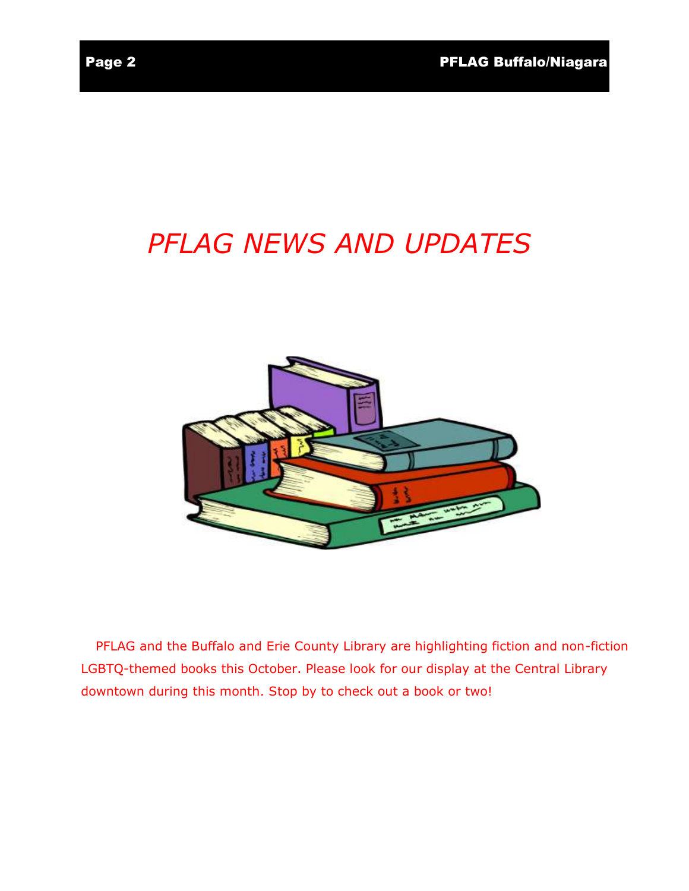# *PFLAG NEWS AND UPDATES*

PFLAG and the Buffalo and Erie County Library are highlighting fiction and non-fiction LGBTQ-themed books this October. Please look for our display at the Central Library downtown during this month. Stop by to check out a book or two!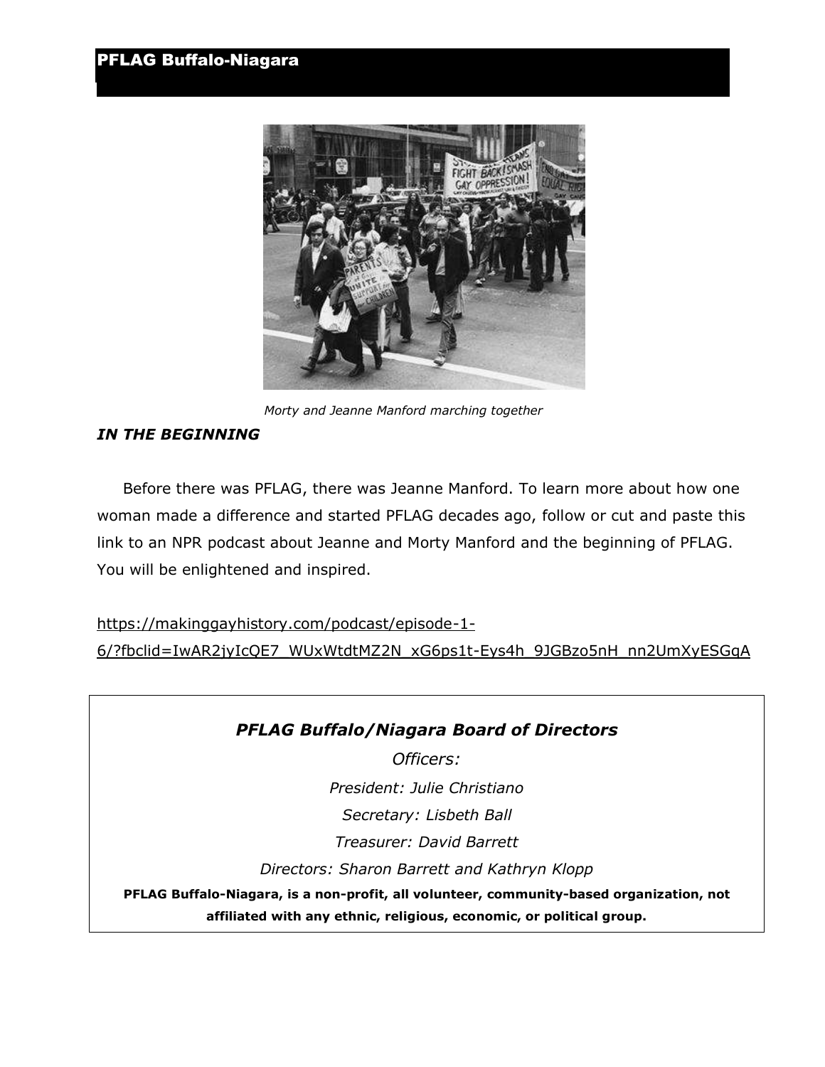PFLAG Buffalo-Niagara

*Morty and Jeanne Manford marching together*

***IN THE BEGINNING***

Before there was PFLAG, there was Jeanne Manford. To learn more about how one woman made a difference and started PFLAG decades ago, follow or cut and paste this link to an NPR podcast about Jeanne and Morty Manford and the beginning of PFLAG. You will be enlightened and inspired.

https://makinggayhistory.com/podcast/episode-1-6/?fbclid=IwAR2jyIcQE7_WUxWtdtMZ2N_xG6ps1t-Eys4h_9JGBzo5nH_nn2UmXyESGqA

***PFLAG Buffalo/Niagara Board of Directors***

*Officers:*

*President: Julie Christiano*

*Secretary: Lisbeth Ball*

*Treasurer: David Barrett*

*Directors: Sharon Barrett and Kathryn Klopp*

**PFLAG Buffalo-Niagara, is a non-profit, all volunteer, community-based organization, not affiliated with any ethnic, religious, economic, or political group.**